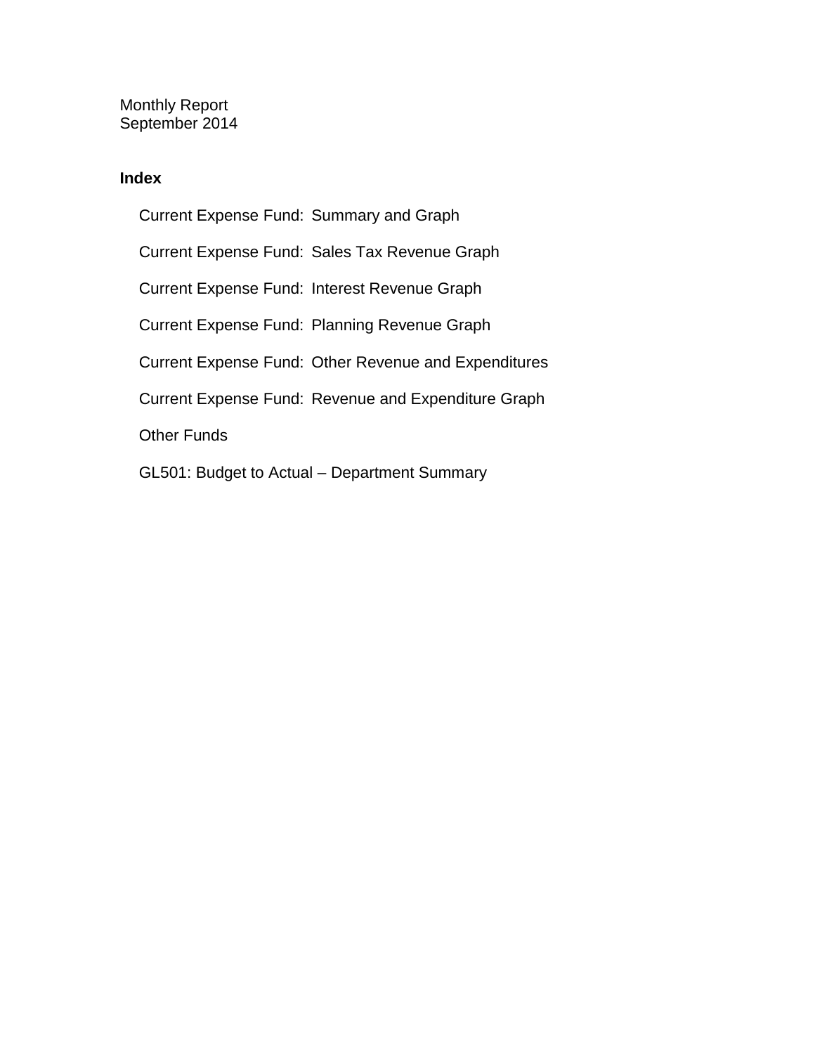Monthly Report
September 2014

**Index**

- Current Expense Fund: Summary and Graph
- Current Expense Fund: Sales Tax Revenue Graph
- Current Expense Fund: Interest Revenue Graph
- Current Expense Fund: Planning Revenue Graph
- Current Expense Fund: Other Revenue and Expenditures
- Current Expense Fund: Revenue and Expenditure Graph
- Other Funds
- GL501: Budget to Actual – Department Summary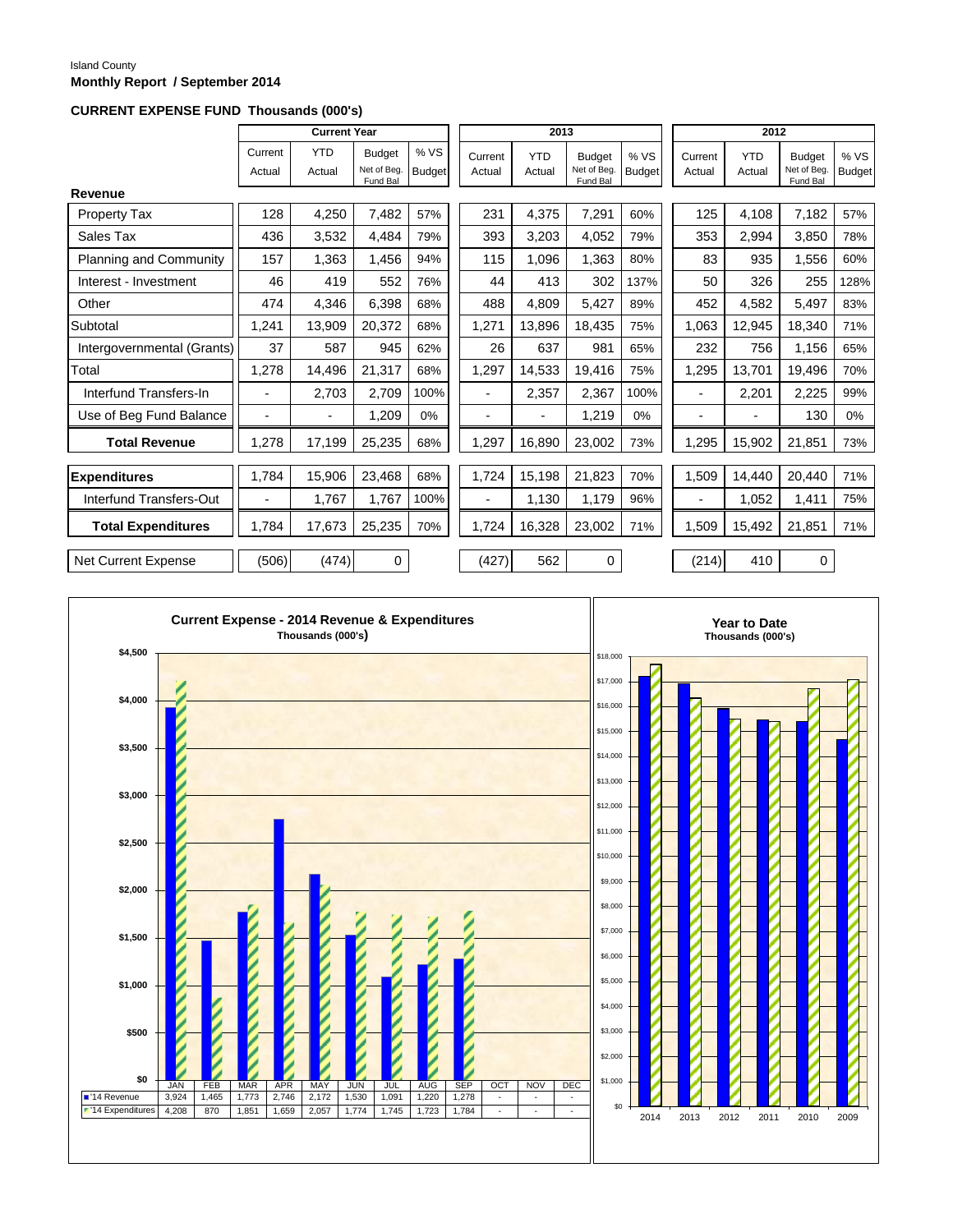Island County

**Monthly Report / September 2014**

**CURRENT EXPENSE FUND Thousands (000's)**

| | Current Year | | | | 2013 | | | | 2012 | | | |
|---|---|---|---|---|---|---|---|---|---|---|---|---|
| | Current Actual | YTD Actual | Budget Net of Beg. Fund Bal | % VS Budget | Current Actual | YTD Actual | Budget Net of Beg. Fund Bal | % VS Budget | Current Actual | YTD Actual | Budget Net of Beg. Fund Bal | % VS Budget |
| **Revenue** | | | | | | | | | | | | |
| Property Tax | 128 | 4,250 | 7,482 | 57% | 231 | 4,375 | 7,291 | 60% | 125 | 4,108 | 7,182 | 57% |
| Sales Tax | 436 | 3,532 | 4,484 | 79% | 393 | 3,203 | 4,052 | 79% | 353 | 2,994 | 3,850 | 78% |
| Planning and Community | 157 | 1,363 | 1,456 | 94% | 115 | 1,096 | 1,363 | 80% | 83 | 935 | 1,556 | 60% |
| Interest - Investment | 46 | 419 | 552 | 76% | 44 | 413 | 302 | 137% | 50 | 326 | 255 | 128% |
| Other | 474 | 4,346 | 6,398 | 68% | 488 | 4,809 | 5,427 | 89% | 452 | 4,582 | 5,497 | 83% |
| Subtotal | 1,241 | 13,909 | 20,372 | 68% | 1,271 | 13,896 | 18,435 | 75% | 1,063 | 12,945 | 18,340 | 71% |
| Intergovernmental (Grants) | 37 | 587 | 945 | 62% | 26 | 637 | 981 | 65% | 232 | 756 | 1,156 | 65% |
| Total | 1,278 | 14,496 | 21,317 | 68% | 1,297 | 14,533 | 19,416 | 75% | 1,295 | 13,701 | 19,496 | 70% |
| Interfund Transfers-In | - | 2,703 | 2,709 | 100% | - | 2,357 | 2,367 | 100% | - | 2,201 | 2,225 | 99% |
| Use of Beg Fund Balance | - | - | 1,209 | 0% | - | - | 1,219 | 0% | - | - | 130 | 0% |
| **Total Revenue** | 1,278 | 17,199 | 25,235 | 68% | 1,297 | 16,890 | 23,002 | 73% | 1,295 | 15,902 | 21,851 | 73% |
| **Expenditures** | 1,784 | 15,906 | 23,468 | 68% | 1,724 | 15,198 | 21,823 | 70% | 1,509 | 14,440 | 20,440 | 71% |
| Interfund Transfers-Out | - | 1,767 | 1,767 | 100% | - | 1,130 | 1,179 | 96% | - | 1,052 | 1,411 | 75% |
| **Total Expenditures** | 1,784 | 17,673 | 25,235 | 70% | 1,724 | 16,328 | 23,002 | 71% | 1,509 | 15,492 | 21,851 | 71% |
| Net Current Expense | (506) | (474) | 0 | | (427) | 562 | 0 | | (214) | 410 | 0 | |

**Current Expense - 2014 Revenue & Expenditures**
Thousands (000's)

| | JAN | FEB | MAR | APR | MAY | JUN | JUL | AUG | SEP | OCT | NOV | DEC |
|---|---|---|---|---|---|---|---|---|---|---|---|---|
| '14 Revenue | 3,924 | 1,465 | 1,773 | 2,746 | 2,172 | 1,530 | 1,091 | 1,220 | 1,278 | - | - | - |
| '14 Expenditures | 4,208 | 870 | 1,851 | 1,659 | 2,057 | 1,774 | 1,745 | 1,723 | 1,784 | - | - | - |

**Year to Date**
Thousands (000's)

2014, 2013, 2012, 2011, 2010, 2009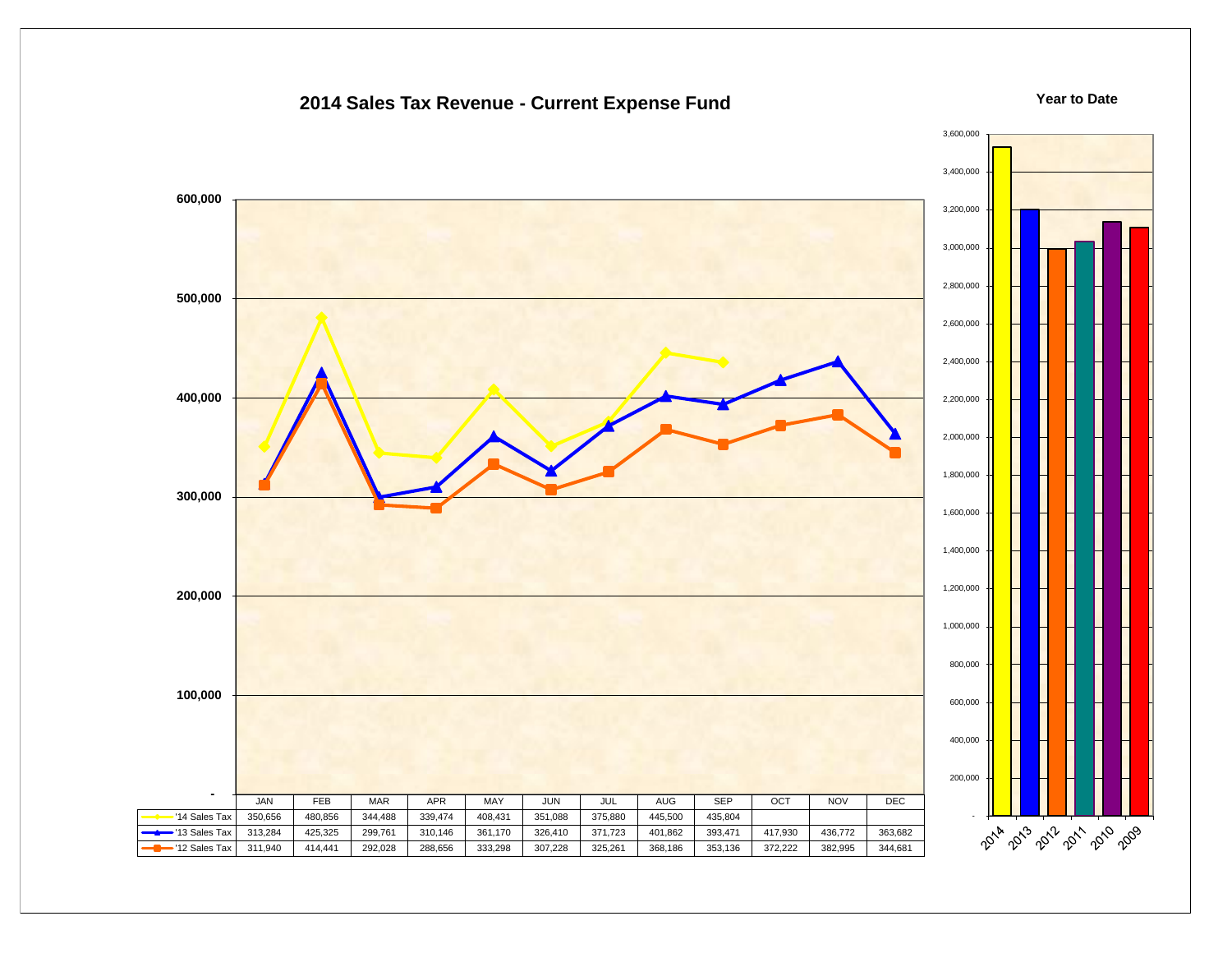# 2014 Sales Tax Revenue - Current Expense Fund

| | JAN | FEB | MAR | APR | MAY | JUN | JUL | AUG | SEP | OCT | NOV | DEC |
|---|---|---|---|---|---|---|---|---|---|---|---|---|
| '14 Sales Tax | 350,656 | 480,856 | 344,488 | 339,474 | 408,431 | 351,088 | 375,880 | 445,500 | 435,804 | | | |
| '13 Sales Tax | 313,284 | 425,325 | 299,761 | 310,146 | 361,170 | 326,410 | 371,723 | 401,862 | 393,471 | 417,930 | 436,772 | 363,682 |
| '12 Sales Tax | 311,940 | 414,441 | 292,028 | 288,656 | 333,298 | 307,228 | 325,261 | 368,186 | 353,136 | 372,222 | 382,995 | 344,681 |

**Year to Date**

Years shown: 2014, 2013, 2012, 2011, 2010, 2009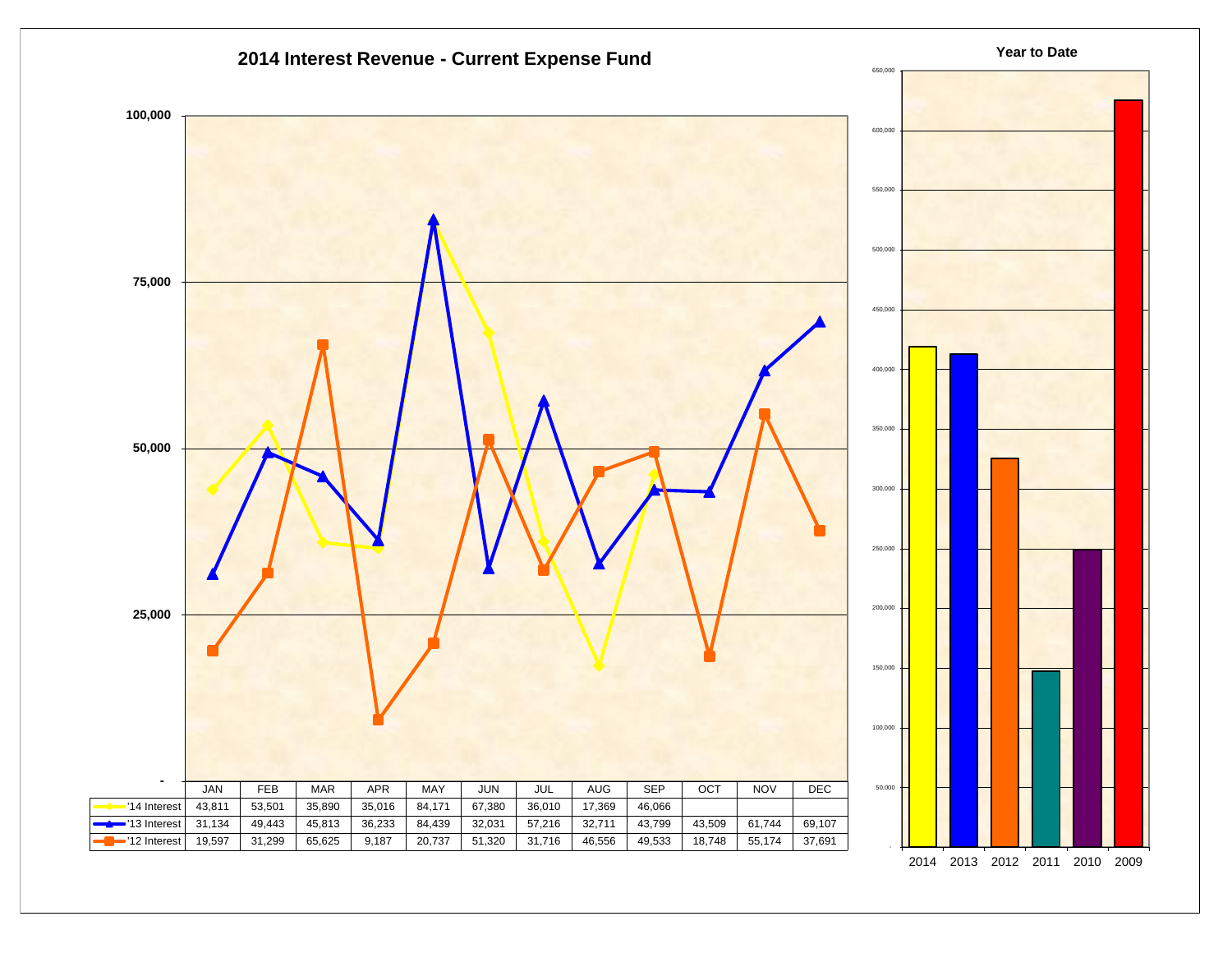## 2014 Interest Revenue - Current Expense Fund

| | JAN | FEB | MAR | APR | MAY | JUN | JUL | AUG | SEP | OCT | NOV | DEC |
|---|---|---|---|---|---|---|---|---|---|---|---|---|
| '14 Interest | 43,811 | 53,501 | 35,890 | 35,016 | 84,171 | 67,380 | 36,010 | 17,369 | 46,066 | | | |
| '13 Interest | 31,134 | 49,443 | 45,813 | 36,233 | 84,439 | 32,031 | 57,216 | 32,711 | 43,799 | 43,509 | 61,744 | 69,107 |
| '12 Interest | 19,597 | 31,299 | 65,625 | 9,187 | 20,737 | 51,320 | 31,716 | 46,556 | 49,533 | 18,748 | 55,174 | 37,691 |

### Year to Date

2014 2013 2012 2011 2010 2009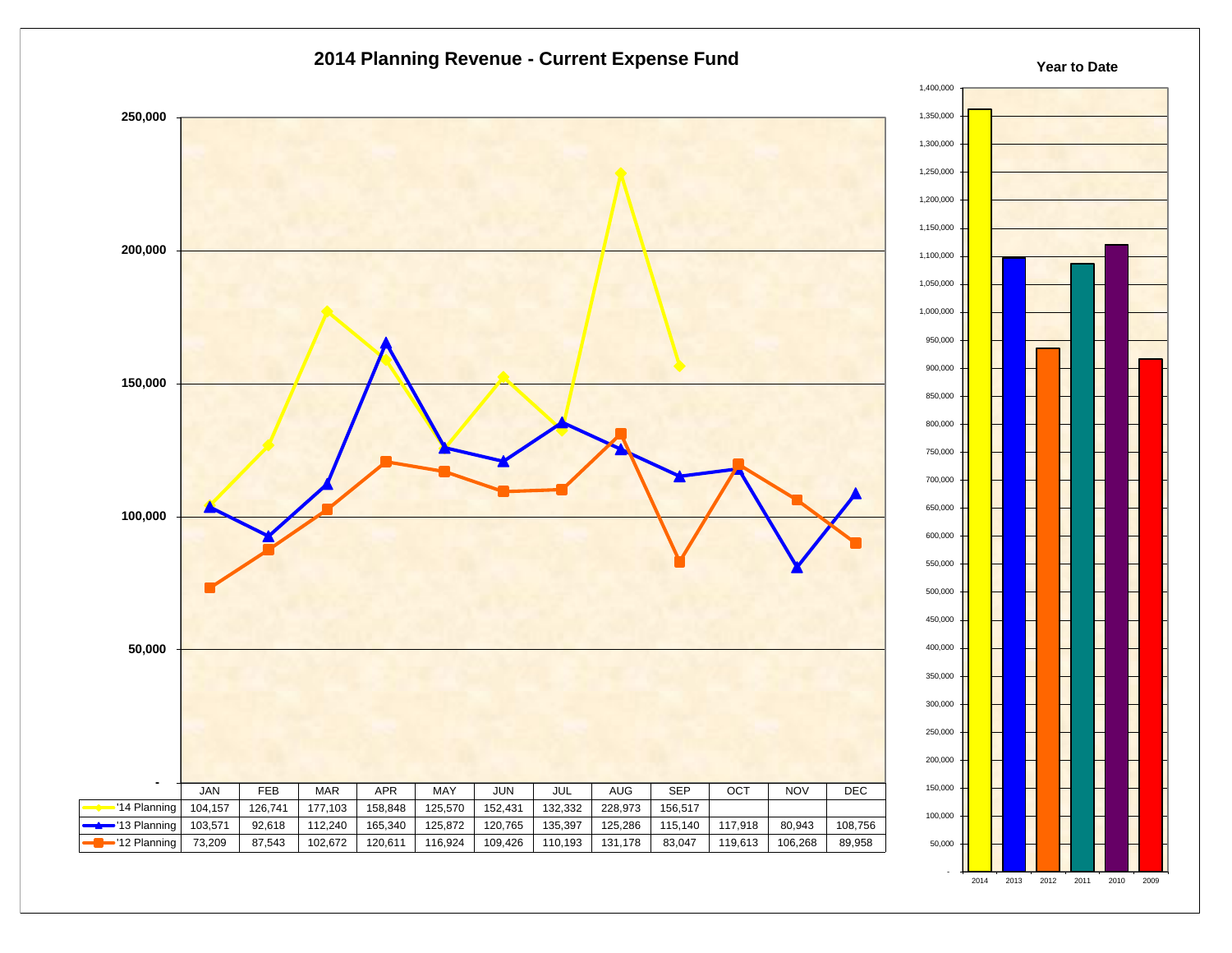## 2014 Planning Revenue - Current Expense Fund

| | JAN | FEB | MAR | APR | MAY | JUN | JUL | AUG | SEP | OCT | NOV | DEC |
|---|---|---|---|---|---|---|---|---|---|---|---|---|
| '14 Planning | 104,157 | 126,741 | 177,103 | 158,848 | 125,570 | 152,431 | 132,332 | 228,973 | 156,517 | | | |
| '13 Planning | 103,571 | 92,618 | 112,240 | 165,340 | 125,872 | 120,765 | 135,397 | 125,286 | 115,140 | 117,918 | 80,943 | 108,756 |
| '12 Planning | 73,209 | 87,543 | 102,672 | 120,611 | 116,924 | 109,426 | 110,193 | 131,178 | 83,047 | 119,613 | 106,268 | 89,958 |

### Year to Date

2014, 2013, 2012, 2011, 2010, 2009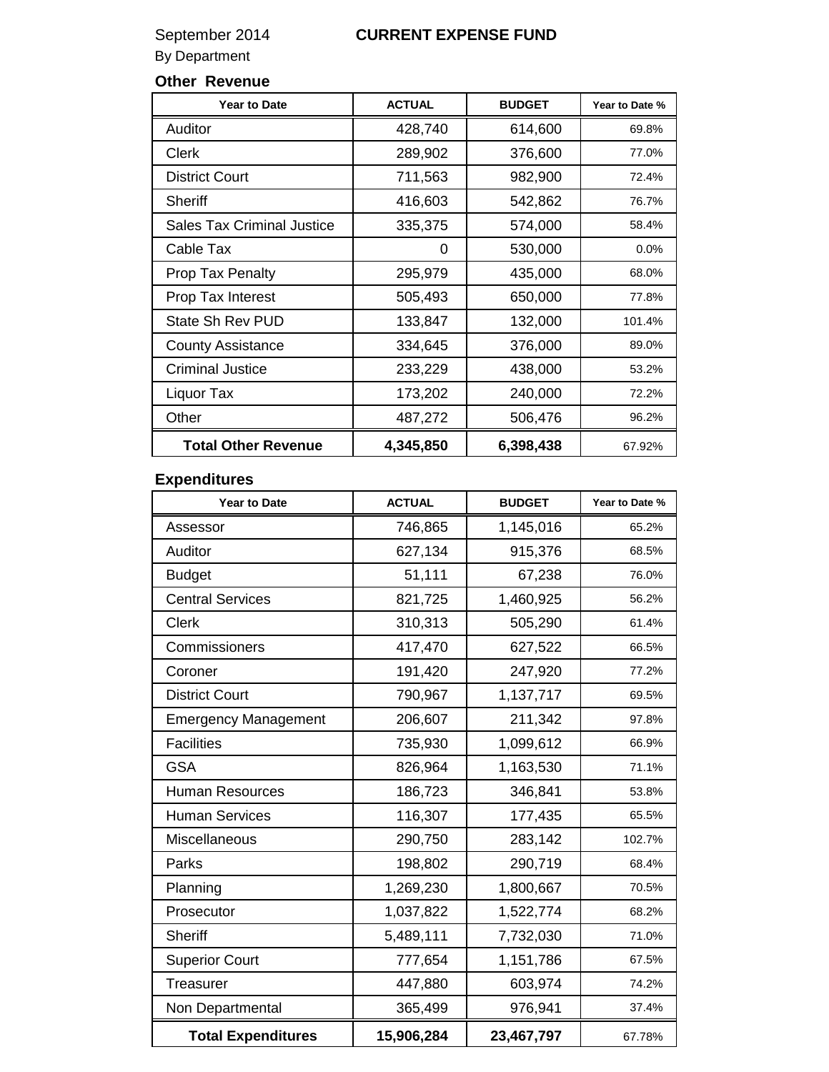September 2014 **CURRENT EXPENSE FUND**

By Department

### Other Revenue

| Year to Date | ACTUAL | BUDGET | Year to Date % |
|---|---|---|---|
| Auditor | 428,740 | 614,600 | 69.8% |
| Clerk | 289,902 | 376,600 | 77.0% |
| District Court | 711,563 | 982,900 | 72.4% |
| Sheriff | 416,603 | 542,862 | 76.7% |
| Sales Tax Criminal Justice | 335,375 | 574,000 | 58.4% |
| Cable Tax | 0 | 530,000 | 0.0% |
| Prop Tax Penalty | 295,979 | 435,000 | 68.0% |
| Prop Tax Interest | 505,493 | 650,000 | 77.8% |
| State Sh Rev PUD | 133,847 | 132,000 | 101.4% |
| County Assistance | 334,645 | 376,000 | 89.0% |
| Criminal Justice | 233,229 | 438,000 | 53.2% |
| Liquor Tax | 173,202 | 240,000 | 72.2% |
| Other | 487,272 | 506,476 | 96.2% |
| **Total Other Revenue** | **4,345,850** | **6,398,438** | 67.92% |

### Expenditures

| Year to Date | ACTUAL | BUDGET | Year to Date % |
|---|---|---|---|
| Assessor | 746,865 | 1,145,016 | 65.2% |
| Auditor | 627,134 | 915,376 | 68.5% |
| Budget | 51,111 | 67,238 | 76.0% |
| Central Services | 821,725 | 1,460,925 | 56.2% |
| Clerk | 310,313 | 505,290 | 61.4% |
| Commissioners | 417,470 | 627,522 | 66.5% |
| Coroner | 191,420 | 247,920 | 77.2% |
| District Court | 790,967 | 1,137,717 | 69.5% |
| Emergency Management | 206,607 | 211,342 | 97.8% |
| Facilities | 735,930 | 1,099,612 | 66.9% |
| GSA | 826,964 | 1,163,530 | 71.1% |
| Human Resources | 186,723 | 346,841 | 53.8% |
| Human Services | 116,307 | 177,435 | 65.5% |
| Miscellaneous | 290,750 | 283,142 | 102.7% |
| Parks | 198,802 | 290,719 | 68.4% |
| Planning | 1,269,230 | 1,800,667 | 70.5% |
| Prosecutor | 1,037,822 | 1,522,774 | 68.2% |
| Sheriff | 5,489,111 | 7,732,030 | 71.0% |
| Superior Court | 777,654 | 1,151,786 | 67.5% |
| Treasurer | 447,880 | 603,974 | 74.2% |
| Non Departmental | 365,499 | 976,941 | 37.4% |
| **Total Expenditures** | **15,906,284** | **23,467,797** | 67.78% |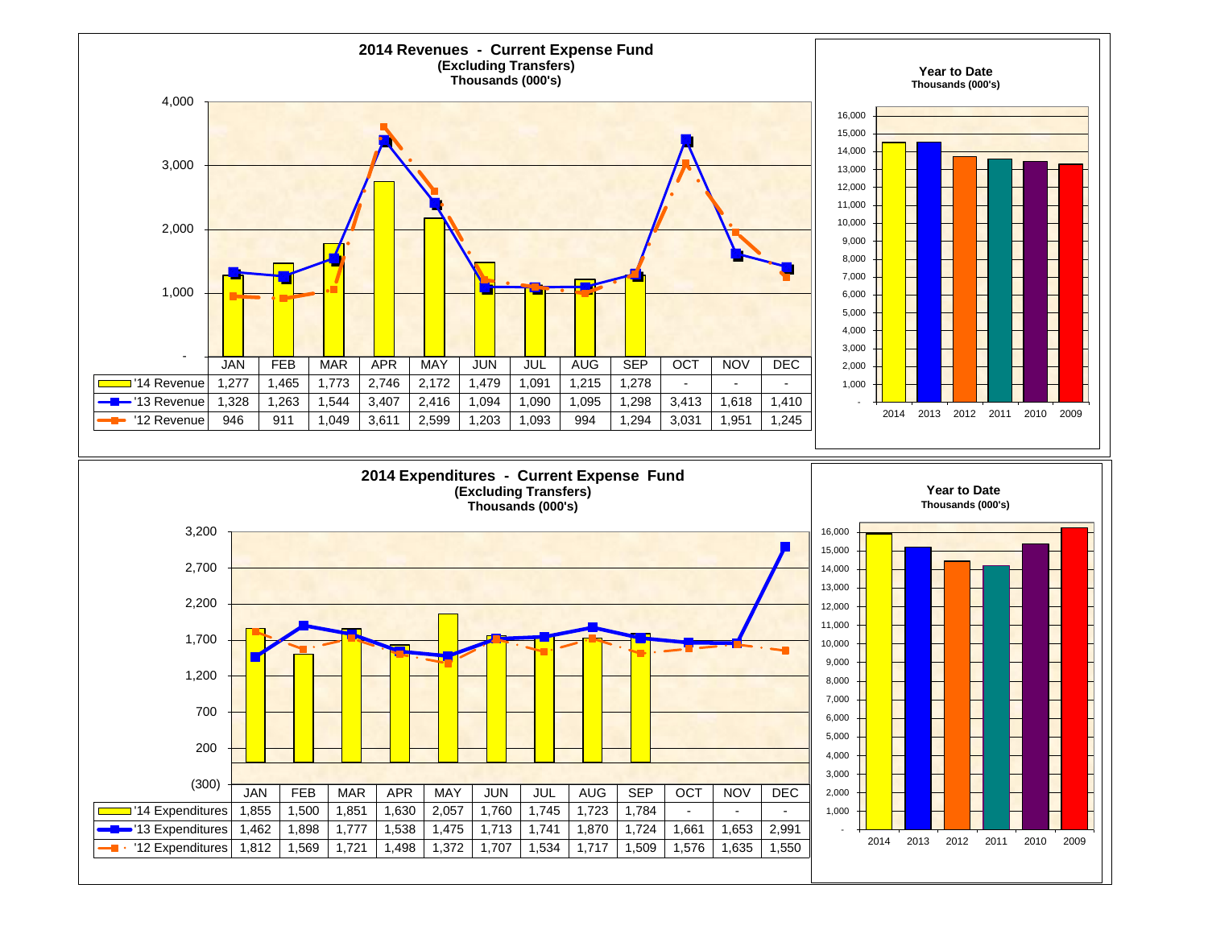## 2014 Revenues - Current Expense Fund
**(Excluding Transfers)**
**Thousands (000's)**

| | JAN | FEB | MAR | APR | MAY | JUN | JUL | AUG | SEP | OCT | NOV | DEC |
|---|---|---|---|---|---|---|---|---|---|---|---|---|
| '14 Revenue | 1,277 | 1,465 | 1,773 | 2,746 | 2,172 | 1,479 | 1,091 | 1,215 | 1,278 | - | - | - |
| '13 Revenue | 1,328 | 1,263 | 1,544 | 3,407 | 2,416 | 1,094 | 1,090 | 1,095 | 1,298 | 3,413 | 1,618 | 1,410 |
| '12 Revenue | 946 | 911 | 1,049 | 3,611 | 2,599 | 1,203 | 1,093 | 994 | 1,294 | 3,031 | 1,951 | 1,245 |

**Year to Date**
**Thousands (000's)**

Years shown: 2014, 2013, 2012, 2011, 2010, 2009

## 2014 Expenditures - Current Expense Fund
**(Excluding Transfers)**
**Thousands (000's)**

| | JAN | FEB | MAR | APR | MAY | JUN | JUL | AUG | SEP | OCT | NOV | DEC |
|---|---|---|---|---|---|---|---|---|---|---|---|---|
| '14 Expenditures | 1,855 | 1,500 | 1,851 | 1,630 | 2,057 | 1,760 | 1,745 | 1,723 | 1,784 | - | - | - |
| '13 Expenditures | 1,462 | 1,898 | 1,777 | 1,538 | 1,475 | 1,713 | 1,741 | 1,870 | 1,724 | 1,661 | 1,653 | 2,991 |
| '12 Expenditures | 1,812 | 1,569 | 1,721 | 1,498 | 1,372 | 1,707 | 1,534 | 1,717 | 1,509 | 1,576 | 1,635 | 1,550 |

**Year to Date**
**Thousands (000's)**

Years shown: 2014, 2013, 2012, 2011, 2010, 2009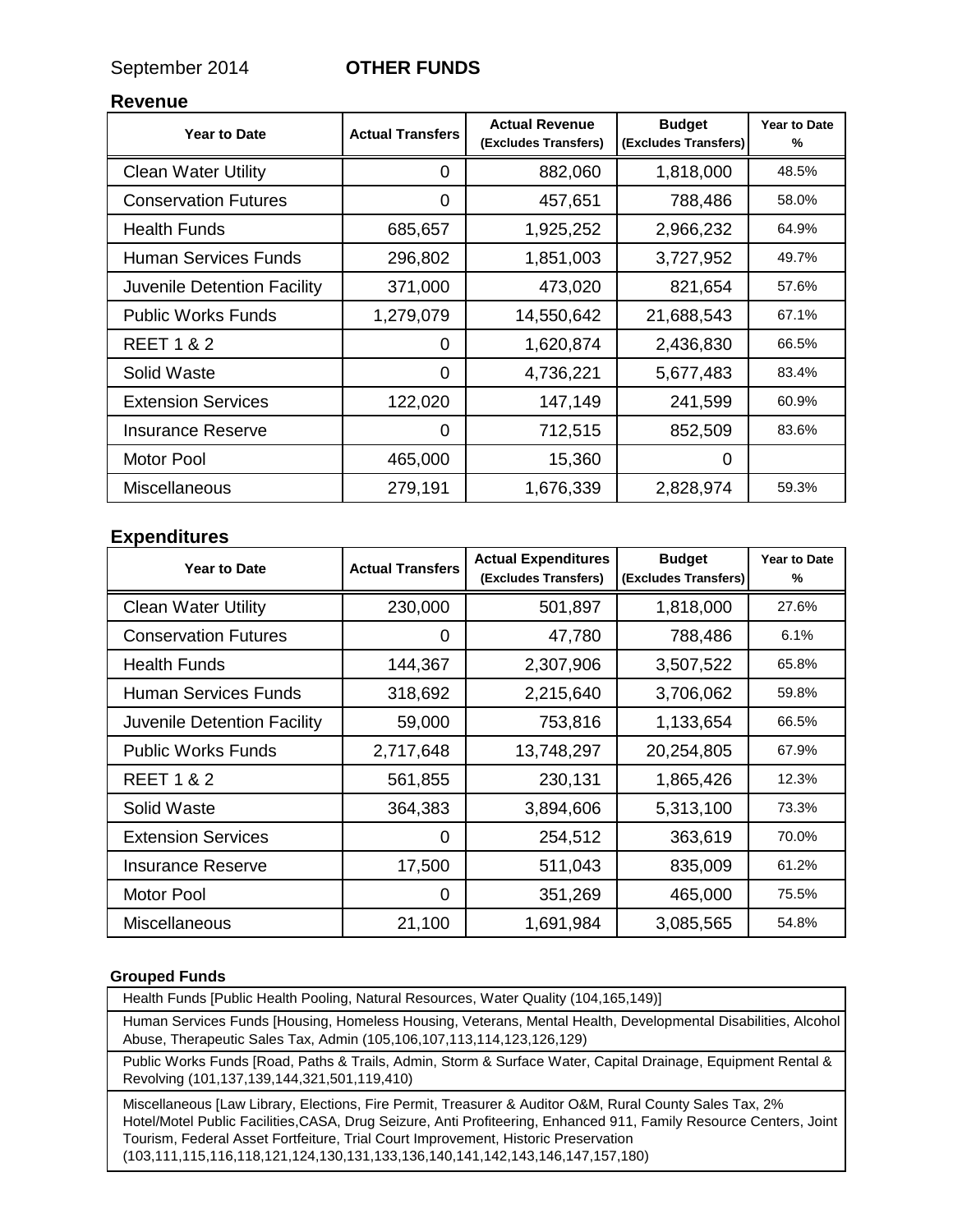September 2014 **OTHER FUNDS**

## Revenue

| Year to Date | Actual Transfers | Actual Revenue (Excludes Transfers) | Budget (Excludes Transfers) | Year to Date % |
|---|---|---|---|---|
| Clean Water Utility | 0 | 882,060 | 1,818,000 | 48.5% |
| Conservation Futures | 0 | 457,651 | 788,486 | 58.0% |
| Health Funds | 685,657 | 1,925,252 | 2,966,232 | 64.9% |
| Human Services Funds | 296,802 | 1,851,003 | 3,727,952 | 49.7% |
| Juvenile Detention Facility | 371,000 | 473,020 | 821,654 | 57.6% |
| Public Works Funds | 1,279,079 | 14,550,642 | 21,688,543 | 67.1% |
| REET 1 & 2 | 0 | 1,620,874 | 2,436,830 | 66.5% |
| Solid Waste | 0 | 4,736,221 | 5,677,483 | 83.4% |
| Extension Services | 122,020 | 147,149 | 241,599 | 60.9% |
| Insurance Reserve | 0 | 712,515 | 852,509 | 83.6% |
| Motor Pool | 465,000 | 15,360 | 0 | |
| Miscellaneous | 279,191 | 1,676,339 | 2,828,974 | 59.3% |

## Expenditures

| Year to Date | Actual Transfers | Actual Expenditures (Excludes Transfers) | Budget (Excludes Transfers) | Year to Date % |
|---|---|---|---|---|
| Clean Water Utility | 230,000 | 501,897 | 1,818,000 | 27.6% |
| Conservation Futures | 0 | 47,780 | 788,486 | 6.1% |
| Health Funds | 144,367 | 2,307,906 | 3,507,522 | 65.8% |
| Human Services Funds | 318,692 | 2,215,640 | 3,706,062 | 59.8% |
| Juvenile Detention Facility | 59,000 | 753,816 | 1,133,654 | 66.5% |
| Public Works Funds | 2,717,648 | 13,748,297 | 20,254,805 | 67.9% |
| REET 1 & 2 | 561,855 | 230,131 | 1,865,426 | 12.3% |
| Solid Waste | 364,383 | 3,894,606 | 5,313,100 | 73.3% |
| Extension Services | 0 | 254,512 | 363,619 | 70.0% |
| Insurance Reserve | 17,500 | 511,043 | 835,009 | 61.2% |
| Motor Pool | 0 | 351,269 | 465,000 | 75.5% |
| Miscellaneous | 21,100 | 1,691,984 | 3,085,565 | 54.8% |

**Grouped Funds**

| Grouped Funds |
|---|
| Health Funds [Public Health Pooling, Natural Resources, Water Quality (104,165,149)] |
| Human Services Funds [Housing, Homeless Housing, Veterans, Mental Health, Developmental Disabilities, Alcohol Abuse, Therapeutic Sales Tax, Admin (105,106,107,113,114,123,126,129) |
| Public Works Funds [Road, Paths & Trails, Admin, Storm & Surface Water, Capital Drainage, Equipment Rental & Revolving (101,137,139,144,321,501,119,410) |
| Miscellaneous [Law Library, Elections, Fire Permit, Treasurer & Auditor O&M, Rural County Sales Tax, 2% Hotel/Motel Public Facilities,CASA, Drug Seizure, Anti Profiteering, Enhanced 911, Family Resource Centers, Joint Tourism, Federal Asset Fortfeiture, Trial Court Improvement, Historic Preservation (103,111,115,116,118,121,124,130,131,133,136,140,141,142,143,146,147,157,180) |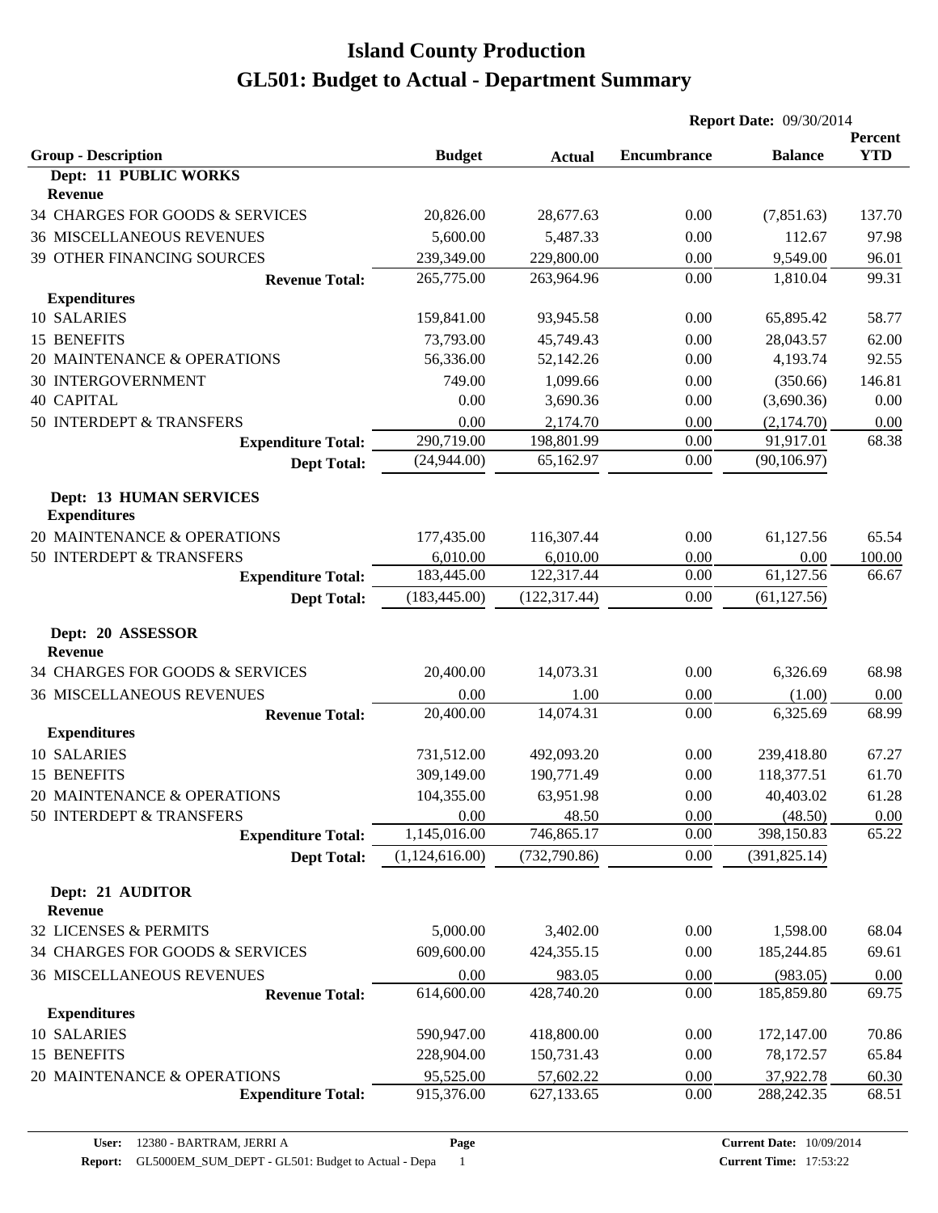# Island County Production

# GL501: Budget to Actual - Department Summary

**Report Date:** 09/30/2014

| Group - Description | Budget | Actual | Encumbrance | Balance | Percent YTD |
|---|---|---|---|---|---|
| **Dept: 11 PUBLIC WORKS** | | | | | |
| **Revenue** | | | | | |
| 34 CHARGES FOR GOODS & SERVICES | 20,826.00 | 28,677.63 | 0.00 | (7,851.63) | 137.70 |
| 36 MISCELLANEOUS REVENUES | 5,600.00 | 5,487.33 | 0.00 | 112.67 | 97.98 |
| 39 OTHER FINANCING SOURCES | 239,349.00 | 229,800.00 | 0.00 | 9,549.00 | 96.01 |
| **Revenue Total:** | 265,775.00 | 263,964.96 | 0.00 | 1,810.04 | 99.31 |
| **Expenditures** | | | | | |
| 10 SALARIES | 159,841.00 | 93,945.58 | 0.00 | 65,895.42 | 58.77 |
| 15 BENEFITS | 73,793.00 | 45,749.43 | 0.00 | 28,043.57 | 62.00 |
| 20 MAINTENANCE & OPERATIONS | 56,336.00 | 52,142.26 | 0.00 | 4,193.74 | 92.55 |
| 30 INTERGOVERNMENT | 749.00 | 1,099.66 | 0.00 | (350.66) | 146.81 |
| 40 CAPITAL | 0.00 | 3,690.36 | 0.00 | (3,690.36) | 0.00 |
| 50 INTERDEPT & TRANSFERS | 0.00 | 2,174.70 | 0.00 | (2,174.70) | 0.00 |
| **Expenditure Total:** | 290,719.00 | 198,801.99 | 0.00 | 91,917.01 | 68.38 |
| **Dept Total:** | (24,944.00) | 65,162.97 | 0.00 | (90,106.97) | |
| **Dept: 13 HUMAN SERVICES** | | | | | |
| **Expenditures** | | | | | |
| 20 MAINTENANCE & OPERATIONS | 177,435.00 | 116,307.44 | 0.00 | 61,127.56 | 65.54 |
| 50 INTERDEPT & TRANSFERS | 6,010.00 | 6,010.00 | 0.00 | 0.00 | 100.00 |
| **Expenditure Total:** | 183,445.00 | 122,317.44 | 0.00 | 61,127.56 | 66.67 |
| **Dept Total:** | (183,445.00) | (122,317.44) | 0.00 | (61,127.56) | |
| **Dept: 20 ASSESSOR** | | | | | |
| **Revenue** | | | | | |
| 34 CHARGES FOR GOODS & SERVICES | 20,400.00 | 14,073.31 | 0.00 | 6,326.69 | 68.98 |
| 36 MISCELLANEOUS REVENUES | 0.00 | 1.00 | 0.00 | (1.00) | 0.00 |
| **Revenue Total:** | 20,400.00 | 14,074.31 | 0.00 | 6,325.69 | 68.99 |
| **Expenditures** | | | | | |
| 10 SALARIES | 731,512.00 | 492,093.20 | 0.00 | 239,418.80 | 67.27 |
| 15 BENEFITS | 309,149.00 | 190,771.49 | 0.00 | 118,377.51 | 61.70 |
| 20 MAINTENANCE & OPERATIONS | 104,355.00 | 63,951.98 | 0.00 | 40,403.02 | 61.28 |
| 50 INTERDEPT & TRANSFERS | 0.00 | 48.50 | 0.00 | (48.50) | 0.00 |
| **Expenditure Total:** | 1,145,016.00 | 746,865.17 | 0.00 | 398,150.83 | 65.22 |
| **Dept Total:** | (1,124,616.00) | (732,790.86) | 0.00 | (391,825.14) | |
| **Dept: 21 AUDITOR** | | | | | |
| **Revenue** | | | | | |
| 32 LICENSES & PERMITS | 5,000.00 | 3,402.00 | 0.00 | 1,598.00 | 68.04 |
| 34 CHARGES FOR GOODS & SERVICES | 609,600.00 | 424,355.15 | 0.00 | 185,244.85 | 69.61 |
| 36 MISCELLANEOUS REVENUES | 0.00 | 983.05 | 0.00 | (983.05) | 0.00 |
| **Revenue Total:** | 614,600.00 | 428,740.20 | 0.00 | 185,859.80 | 69.75 |
| **Expenditures** | | | | | |
| 10 SALARIES | 590,947.00 | 418,800.00 | 0.00 | 172,147.00 | 70.86 |
| 15 BENEFITS | 228,904.00 | 150,731.43 | 0.00 | 78,172.57 | 65.84 |
| 20 MAINTENANCE & OPERATIONS | 95,525.00 | 57,602.22 | 0.00 | 37,922.78 | 60.30 |
| **Expenditure Total:** | 915,376.00 | 627,133.65 | 0.00 | 288,242.35 | 68.51 |

**User:** 12380 - BARTRAM, JERRI A
**Report:** GL5000EM_SUM_DEPT - GL501: Budget to Actual - Depa
**Current Date:** 10/09/2014
**Current Time:** 17:53:22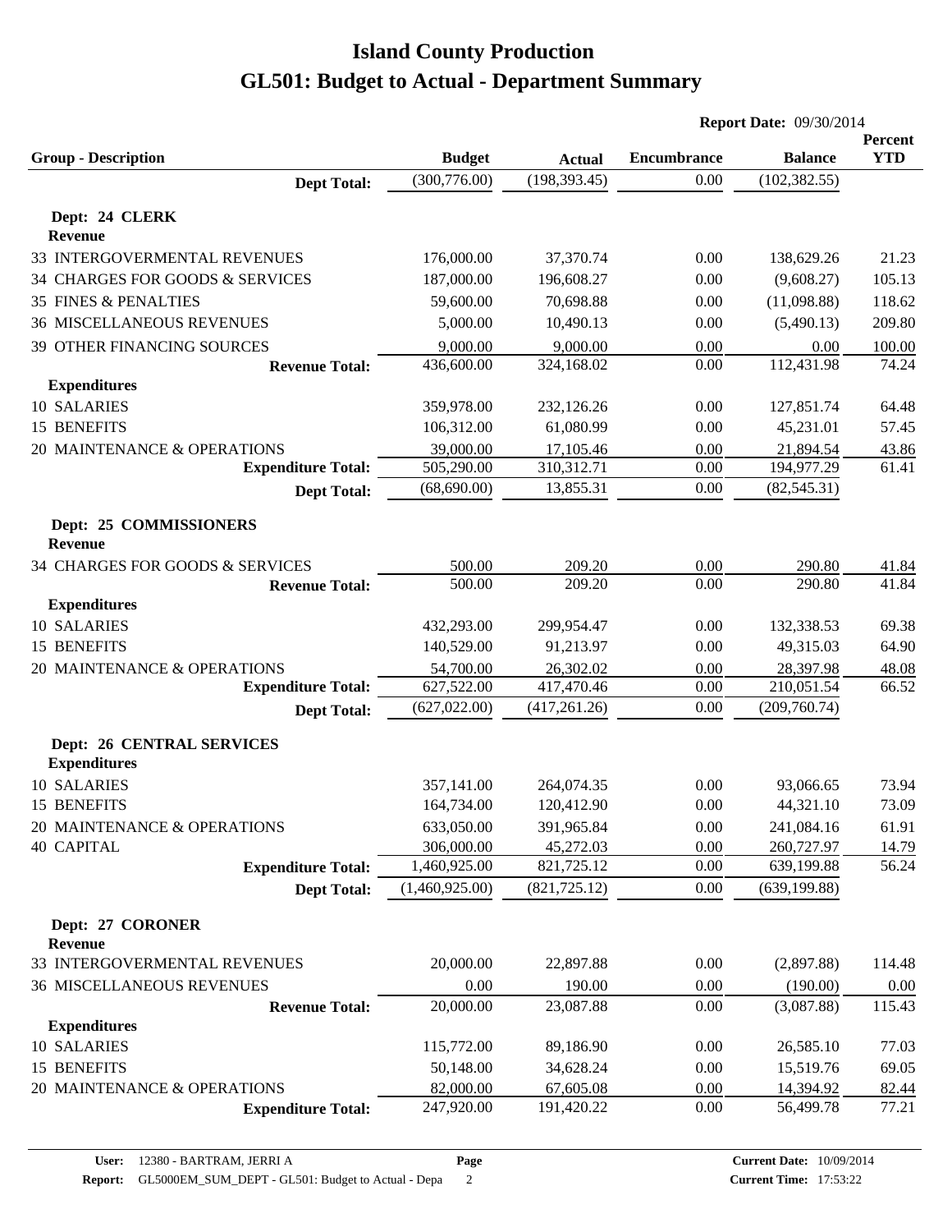# Island County Production
# GL501: Budget to Actual - Department Summary

**Report Date:** 09/30/2014

| Group - Description | Budget | Actual | Encumbrance | Balance | Percent YTD |
|---|---|---|---|---|---|
| **Dept Total:** | (300,776.00) | (198,393.45) | 0.00 | (102,382.55) | |
| **Dept: 24 CLERK** | | | | | |
| **Revenue** | | | | | |
| 33 INTERGOVERMENTAL REVENUES | 176,000.00 | 37,370.74 | 0.00 | 138,629.26 | 21.23 |
| 34 CHARGES FOR GOODS & SERVICES | 187,000.00 | 196,608.27 | 0.00 | (9,608.27) | 105.13 |
| 35 FINES & PENALTIES | 59,600.00 | 70,698.88 | 0.00 | (11,098.88) | 118.62 |
| 36 MISCELLANEOUS REVENUES | 5,000.00 | 10,490.13 | 0.00 | (5,490.13) | 209.80 |
| 39 OTHER FINANCING SOURCES | 9,000.00 | 9,000.00 | 0.00 | 0.00 | 100.00 |
| **Revenue Total:** | 436,600.00 | 324,168.02 | 0.00 | 112,431.98 | 74.24 |
| **Expenditures** | | | | | |
| 10 SALARIES | 359,978.00 | 232,126.26 | 0.00 | 127,851.74 | 64.48 |
| 15 BENEFITS | 106,312.00 | 61,080.99 | 0.00 | 45,231.01 | 57.45 |
| 20 MAINTENANCE & OPERATIONS | 39,000.00 | 17,105.46 | 0.00 | 21,894.54 | 43.86 |
| **Expenditure Total:** | 505,290.00 | 310,312.71 | 0.00 | 194,977.29 | 61.41 |
| **Dept Total:** | (68,690.00) | 13,855.31 | 0.00 | (82,545.31) | |
| **Dept: 25 COMMISSIONERS** | | | | | |
| **Revenue** | | | | | |
| 34 CHARGES FOR GOODS & SERVICES | 500.00 | 209.20 | 0.00 | 290.80 | 41.84 |
| **Revenue Total:** | 500.00 | 209.20 | 0.00 | 290.80 | 41.84 |
| **Expenditures** | | | | | |
| 10 SALARIES | 432,293.00 | 299,954.47 | 0.00 | 132,338.53 | 69.38 |
| 15 BENEFITS | 140,529.00 | 91,213.97 | 0.00 | 49,315.03 | 64.90 |
| 20 MAINTENANCE & OPERATIONS | 54,700.00 | 26,302.02 | 0.00 | 28,397.98 | 48.08 |
| **Expenditure Total:** | 627,522.00 | 417,470.46 | 0.00 | 210,051.54 | 66.52 |
| **Dept Total:** | (627,022.00) | (417,261.26) | 0.00 | (209,760.74) | |
| **Dept: 26 CENTRAL SERVICES** | | | | | |
| **Expenditures** | | | | | |
| 10 SALARIES | 357,141.00 | 264,074.35 | 0.00 | 93,066.65 | 73.94 |
| 15 BENEFITS | 164,734.00 | 120,412.90 | 0.00 | 44,321.10 | 73.09 |
| 20 MAINTENANCE & OPERATIONS | 633,050.00 | 391,965.84 | 0.00 | 241,084.16 | 61.91 |
| 40 CAPITAL | 306,000.00 | 45,272.03 | 0.00 | 260,727.97 | 14.79 |
| **Expenditure Total:** | 1,460,925.00 | 821,725.12 | 0.00 | 639,199.88 | 56.24 |
| **Dept Total:** | (1,460,925.00) | (821,725.12) | 0.00 | (639,199.88) | |
| **Dept: 27 CORONER** | | | | | |
| **Revenue** | | | | | |
| 33 INTERGOVERMENTAL REVENUES | 20,000.00 | 22,897.88 | 0.00 | (2,897.88) | 114.48 |
| 36 MISCELLANEOUS REVENUES | 0.00 | 190.00 | 0.00 | (190.00) | 0.00 |
| **Revenue Total:** | 20,000.00 | 23,087.88 | 0.00 | (3,087.88) | 115.43 |
| **Expenditures** | | | | | |
| 10 SALARIES | 115,772.00 | 89,186.90 | 0.00 | 26,585.10 | 77.03 |
| 15 BENEFITS | 50,148.00 | 34,628.24 | 0.00 | 15,519.76 | 69.05 |
| 20 MAINTENANCE & OPERATIONS | 82,000.00 | 67,605.08 | 0.00 | 14,394.92 | 82.44 |
| **Expenditure Total:** | 247,920.00 | 191,420.22 | 0.00 | 56,499.78 | 77.21 |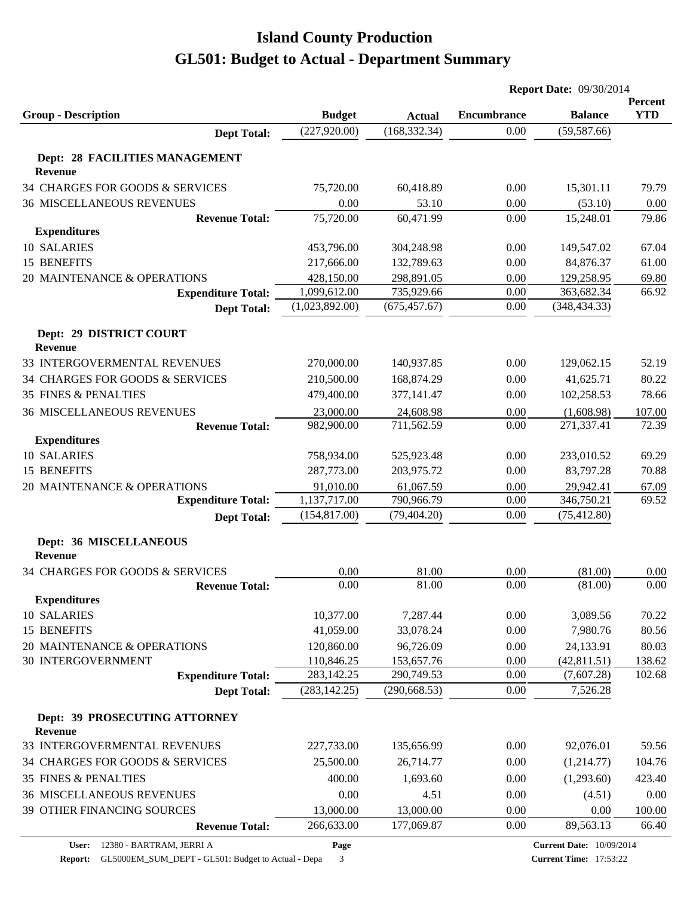# Island County Production

# GL501: Budget to Actual - Department Summary

**Report Date:** 09/30/2014

| Group - Description | Budget | Actual | Encumbrance | Balance | Percent YTD |
|---|---|---|---|---|---|
| **Dept Total:** | (227,920.00) | (168,332.34) | 0.00 | (59,587.66) | |
| **Dept: 28 FACILITIES MANAGEMENT** | | | | | |
| **Revenue** | | | | | |
| 34 CHARGES FOR GOODS & SERVICES | 75,720.00 | 60,418.89 | 0.00 | 15,301.11 | 79.79 |
| 36 MISCELLANEOUS REVENUES | 0.00 | 53.10 | 0.00 | (53.10) | 0.00 |
| **Revenue Total:** | 75,720.00 | 60,471.99 | 0.00 | 15,248.01 | 79.86 |
| **Expenditures** | | | | | |
| 10 SALARIES | 453,796.00 | 304,248.98 | 0.00 | 149,547.02 | 67.04 |
| 15 BENEFITS | 217,666.00 | 132,789.63 | 0.00 | 84,876.37 | 61.00 |
| 20 MAINTENANCE & OPERATIONS | 428,150.00 | 298,891.05 | 0.00 | 129,258.95 | 69.80 |
| **Expenditure Total:** | 1,099,612.00 | 735,929.66 | 0.00 | 363,682.34 | 66.92 |
| **Dept Total:** | (1,023,892.00) | (675,457.67) | 0.00 | (348,434.33) | |
| **Dept: 29 DISTRICT COURT** | | | | | |
| **Revenue** | | | | | |
| 33 INTERGOVERMENTAL REVENUES | 270,000.00 | 140,937.85 | 0.00 | 129,062.15 | 52.19 |
| 34 CHARGES FOR GOODS & SERVICES | 210,500.00 | 168,874.29 | 0.00 | 41,625.71 | 80.22 |
| 35 FINES & PENALTIES | 479,400.00 | 377,141.47 | 0.00 | 102,258.53 | 78.66 |
| 36 MISCELLANEOUS REVENUES | 23,000.00 | 24,608.98 | 0.00 | (1,608.98) | 107.00 |
| **Revenue Total:** | 982,900.00 | 711,562.59 | 0.00 | 271,337.41 | 72.39 |
| **Expenditures** | | | | | |
| 10 SALARIES | 758,934.00 | 525,923.48 | 0.00 | 233,010.52 | 69.29 |
| 15 BENEFITS | 287,773.00 | 203,975.72 | 0.00 | 83,797.28 | 70.88 |
| 20 MAINTENANCE & OPERATIONS | 91,010.00 | 61,067.59 | 0.00 | 29,942.41 | 67.09 |
| **Expenditure Total:** | 1,137,717.00 | 790,966.79 | 0.00 | 346,750.21 | 69.52 |
| **Dept Total:** | (154,817.00) | (79,404.20) | 0.00 | (75,412.80) | |
| **Dept: 36 MISCELLANEOUS** | | | | | |
| **Revenue** | | | | | |
| 34 CHARGES FOR GOODS & SERVICES | 0.00 | 81.00 | 0.00 | (81.00) | 0.00 |
| **Revenue Total:** | 0.00 | 81.00 | 0.00 | (81.00) | 0.00 |
| **Expenditures** | | | | | |
| 10 SALARIES | 10,377.00 | 7,287.44 | 0.00 | 3,089.56 | 70.22 |
| 15 BENEFITS | 41,059.00 | 33,078.24 | 0.00 | 7,980.76 | 80.56 |
| 20 MAINTENANCE & OPERATIONS | 120,860.00 | 96,726.09 | 0.00 | 24,133.91 | 80.03 |
| 30 INTERGOVERNMENT | 110,846.25 | 153,657.76 | 0.00 | (42,811.51) | 138.62 |
| **Expenditure Total:** | 283,142.25 | 290,749.53 | 0.00 | (7,607.28) | 102.68 |
| **Dept Total:** | (283,142.25) | (290,668.53) | 0.00 | 7,526.28 | |
| **Dept: 39 PROSECUTING ATTORNEY** | | | | | |
| **Revenue** | | | | | |
| 33 INTERGOVERMENTAL REVENUES | 227,733.00 | 135,656.99 | 0.00 | 92,076.01 | 59.56 |
| 34 CHARGES FOR GOODS & SERVICES | 25,500.00 | 26,714.77 | 0.00 | (1,214.77) | 104.76 |
| 35 FINES & PENALTIES | 400.00 | 1,693.60 | 0.00 | (1,293.60) | 423.40 |
| 36 MISCELLANEOUS REVENUES | 0.00 | 4.51 | 0.00 | (4.51) | 0.00 |
| 39 OTHER FINANCING SOURCES | 13,000.00 | 13,000.00 | 0.00 | 0.00 | 100.00 |
| **Revenue Total:** | 266,633.00 | 177,069.87 | 0.00 | 89,563.13 | 66.40 |

**User:** 12380 - BARTRAM, JERRI A
**Report:** GL5000EM_SUM_DEPT - GL501: Budget to Actual - Depa
**Current Date:** 10/09/2014
**Current Time:** 17:53:22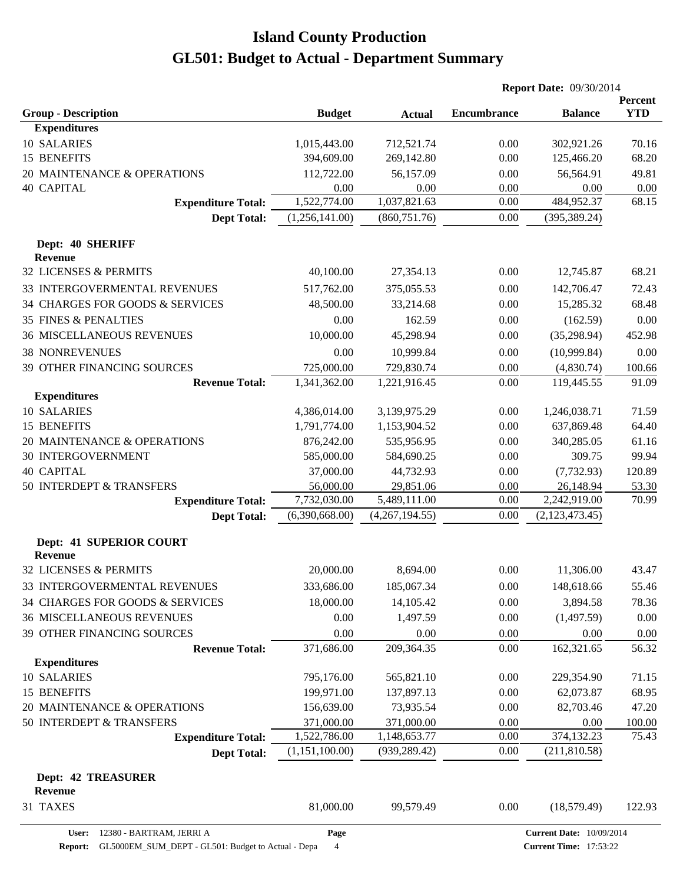# Island County Production
## GL501: Budget to Actual - Department Summary

**Report Date:** 09/30/2014

| Group - Description | Budget | Actual | Encumbrance | Balance | Percent YTD |
|---|---|---|---|---|---|
| **Expenditures** | | | | | |
| 10 SALARIES | 1,015,443.00 | 712,521.74 | 0.00 | 302,921.26 | 70.16 |
| 15 BENEFITS | 394,609.00 | 269,142.80 | 0.00 | 125,466.20 | 68.20 |
| 20 MAINTENANCE & OPERATIONS | 112,722.00 | 56,157.09 | 0.00 | 56,564.91 | 49.81 |
| 40 CAPITAL | 0.00 | 0.00 | 0.00 | 0.00 | 0.00 |
| **Expenditure Total:** | 1,522,774.00 | 1,037,821.63 | 0.00 | 484,952.37 | 68.15 |
| **Dept Total:** | (1,256,141.00) | (860,751.76) | 0.00 | (395,389.24) | |
| **Dept: 40 SHERIFF** | | | | | |
| **Revenue** | | | | | |
| 32 LICENSES & PERMITS | 40,100.00 | 27,354.13 | 0.00 | 12,745.87 | 68.21 |
| 33 INTERGOVERMENTAL REVENUES | 517,762.00 | 375,055.53 | 0.00 | 142,706.47 | 72.43 |
| 34 CHARGES FOR GOODS & SERVICES | 48,500.00 | 33,214.68 | 0.00 | 15,285.32 | 68.48 |
| 35 FINES & PENALTIES | 0.00 | 162.59 | 0.00 | (162.59) | 0.00 |
| 36 MISCELLANEOUS REVENUES | 10,000.00 | 45,298.94 | 0.00 | (35,298.94) | 452.98 |
| 38 NONREVENUES | 0.00 | 10,999.84 | 0.00 | (10,999.84) | 0.00 |
| 39 OTHER FINANCING SOURCES | 725,000.00 | 729,830.74 | 0.00 | (4,830.74) | 100.66 |
| **Revenue Total:** | 1,341,362.00 | 1,221,916.45 | 0.00 | 119,445.55 | 91.09 |
| **Expenditures** | | | | | |
| 10 SALARIES | 4,386,014.00 | 3,139,975.29 | 0.00 | 1,246,038.71 | 71.59 |
| 15 BENEFITS | 1,791,774.00 | 1,153,904.52 | 0.00 | 637,869.48 | 64.40 |
| 20 MAINTENANCE & OPERATIONS | 876,242.00 | 535,956.95 | 0.00 | 340,285.05 | 61.16 |
| 30 INTERGOVERNMENT | 585,000.00 | 584,690.25 | 0.00 | 309.75 | 99.94 |
| 40 CAPITAL | 37,000.00 | 44,732.93 | 0.00 | (7,732.93) | 120.89 |
| 50 INTERDEPT & TRANSFERS | 56,000.00 | 29,851.06 | 0.00 | 26,148.94 | 53.30 |
| **Expenditure Total:** | 7,732,030.00 | 5,489,111.00 | 0.00 | 2,242,919.00 | 70.99 |
| **Dept Total:** | (6,390,668.00) | (4,267,194.55) | 0.00 | (2,123,473.45) | |
| **Dept: 41 SUPERIOR COURT** | | | | | |
| **Revenue** | | | | | |
| 32 LICENSES & PERMITS | 20,000.00 | 8,694.00 | 0.00 | 11,306.00 | 43.47 |
| 33 INTERGOVERMENTAL REVENUES | 333,686.00 | 185,067.34 | 0.00 | 148,618.66 | 55.46 |
| 34 CHARGES FOR GOODS & SERVICES | 18,000.00 | 14,105.42 | 0.00 | 3,894.58 | 78.36 |
| 36 MISCELLANEOUS REVENUES | 0.00 | 1,497.59 | 0.00 | (1,497.59) | 0.00 |
| 39 OTHER FINANCING SOURCES | 0.00 | 0.00 | 0.00 | 0.00 | 0.00 |
| **Revenue Total:** | 371,686.00 | 209,364.35 | 0.00 | 162,321.65 | 56.32 |
| **Expenditures** | | | | | |
| 10 SALARIES | 795,176.00 | 565,821.10 | 0.00 | 229,354.90 | 71.15 |
| 15 BENEFITS | 199,971.00 | 137,897.13 | 0.00 | 62,073.87 | 68.95 |
| 20 MAINTENANCE & OPERATIONS | 156,639.00 | 73,935.54 | 0.00 | 82,703.46 | 47.20 |
| 50 INTERDEPT & TRANSFERS | 371,000.00 | 371,000.00 | 0.00 | 0.00 | 100.00 |
| **Expenditure Total:** | 1,522,786.00 | 1,148,653.77 | 0.00 | 374,132.23 | 75.43 |
| **Dept Total:** | (1,151,100.00) | (939,289.42) | 0.00 | (211,810.58) | |
| **Dept: 42 TREASURER** | | | | | |
| **Revenue** | | | | | |
| 31 TAXES | 81,000.00 | 99,579.49 | 0.00 | (18,579.49) | 122.93 |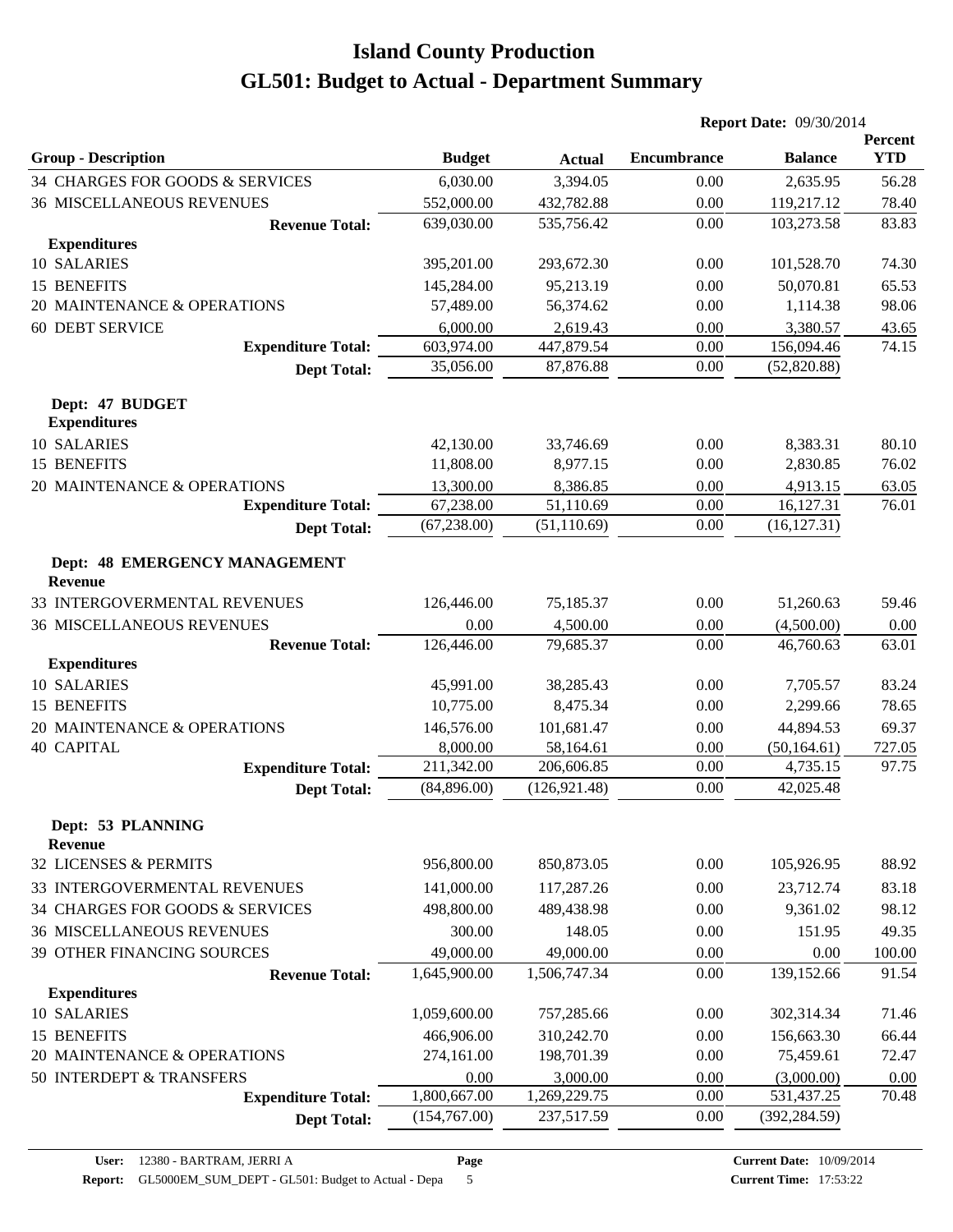# Island County Production

## GL501: Budget to Actual - Department Summary

**Report Date:** 09/30/2014

| Group - Description | Budget | Actual | Encumbrance | Balance | Percent YTD |
|---|---|---|---|---|---|
| 34 CHARGES FOR GOODS & SERVICES | 6,030.00 | 3,394.05 | 0.00 | 2,635.95 | 56.28 |
| 36 MISCELLANEOUS REVENUES | 552,000.00 | 432,782.88 | 0.00 | 119,217.12 | 78.40 |
| **Revenue Total:** | 639,030.00 | 535,756.42 | 0.00 | 103,273.58 | 83.83 |
| **Expenditures** | | | | | |
| 10 SALARIES | 395,201.00 | 293,672.30 | 0.00 | 101,528.70 | 74.30 |
| 15 BENEFITS | 145,284.00 | 95,213.19 | 0.00 | 50,070.81 | 65.53 |
| 20 MAINTENANCE & OPERATIONS | 57,489.00 | 56,374.62 | 0.00 | 1,114.38 | 98.06 |
| 60 DEBT SERVICE | 6,000.00 | 2,619.43 | 0.00 | 3,380.57 | 43.65 |
| **Expenditure Total:** | 603,974.00 | 447,879.54 | 0.00 | 156,094.46 | 74.15 |
| **Dept Total:** | 35,056.00 | 87,876.88 | 0.00 | (52,820.88) | |
| **Dept: 47 BUDGET** | | | | | |
| **Expenditures** | | | | | |
| 10 SALARIES | 42,130.00 | 33,746.69 | 0.00 | 8,383.31 | 80.10 |
| 15 BENEFITS | 11,808.00 | 8,977.15 | 0.00 | 2,830.85 | 76.02 |
| 20 MAINTENANCE & OPERATIONS | 13,300.00 | 8,386.85 | 0.00 | 4,913.15 | 63.05 |
| **Expenditure Total:** | 67,238.00 | 51,110.69 | 0.00 | 16,127.31 | 76.01 |
| **Dept Total:** | (67,238.00) | (51,110.69) | 0.00 | (16,127.31) | |
| **Dept: 48 EMERGENCY MANAGEMENT** | | | | | |
| **Revenue** | | | | | |
| 33 INTERGOVERMENTAL REVENUES | 126,446.00 | 75,185.37 | 0.00 | 51,260.63 | 59.46 |
| 36 MISCELLANEOUS REVENUES | 0.00 | 4,500.00 | 0.00 | (4,500.00) | 0.00 |
| **Revenue Total:** | 126,446.00 | 79,685.37 | 0.00 | 46,760.63 | 63.01 |
| **Expenditures** | | | | | |
| 10 SALARIES | 45,991.00 | 38,285.43 | 0.00 | 7,705.57 | 83.24 |
| 15 BENEFITS | 10,775.00 | 8,475.34 | 0.00 | 2,299.66 | 78.65 |
| 20 MAINTENANCE & OPERATIONS | 146,576.00 | 101,681.47 | 0.00 | 44,894.53 | 69.37 |
| 40 CAPITAL | 8,000.00 | 58,164.61 | 0.00 | (50,164.61) | 727.05 |
| **Expenditure Total:** | 211,342.00 | 206,606.85 | 0.00 | 4,735.15 | 97.75 |
| **Dept Total:** | (84,896.00) | (126,921.48) | 0.00 | 42,025.48 | |
| **Dept: 53 PLANNING** | | | | | |
| **Revenue** | | | | | |
| 32 LICENSES & PERMITS | 956,800.00 | 850,873.05 | 0.00 | 105,926.95 | 88.92 |
| 33 INTERGOVERMENTAL REVENUES | 141,000.00 | 117,287.26 | 0.00 | 23,712.74 | 83.18 |
| 34 CHARGES FOR GOODS & SERVICES | 498,800.00 | 489,438.98 | 0.00 | 9,361.02 | 98.12 |
| 36 MISCELLANEOUS REVENUES | 300.00 | 148.05 | 0.00 | 151.95 | 49.35 |
| 39 OTHER FINANCING SOURCES | 49,000.00 | 49,000.00 | 0.00 | 0.00 | 100.00 |
| **Revenue Total:** | 1,645,900.00 | 1,506,747.34 | 0.00 | 139,152.66 | 91.54 |
| **Expenditures** | | | | | |
| 10 SALARIES | 1,059,600.00 | 757,285.66 | 0.00 | 302,314.34 | 71.46 |
| 15 BENEFITS | 466,906.00 | 310,242.70 | 0.00 | 156,663.30 | 66.44 |
| 20 MAINTENANCE & OPERATIONS | 274,161.00 | 198,701.39 | 0.00 | 75,459.61 | 72.47 |
| 50 INTERDEPT & TRANSFERS | 0.00 | 3,000.00 | 0.00 | (3,000.00) | 0.00 |
| **Expenditure Total:** | 1,800,667.00 | 1,269,229.75 | 0.00 | 531,437.25 | 70.48 |
| **Dept Total:** | (154,767.00) | 237,517.59 | 0.00 | (392,284.59) | |

**User:** 12380 - BARTRAM, JERRI A
**Report:** GL5000EM_SUM_DEPT - GL501: Budget to Actual - Depa
**Current Date:** 10/09/2014
**Current Time:** 17:53:22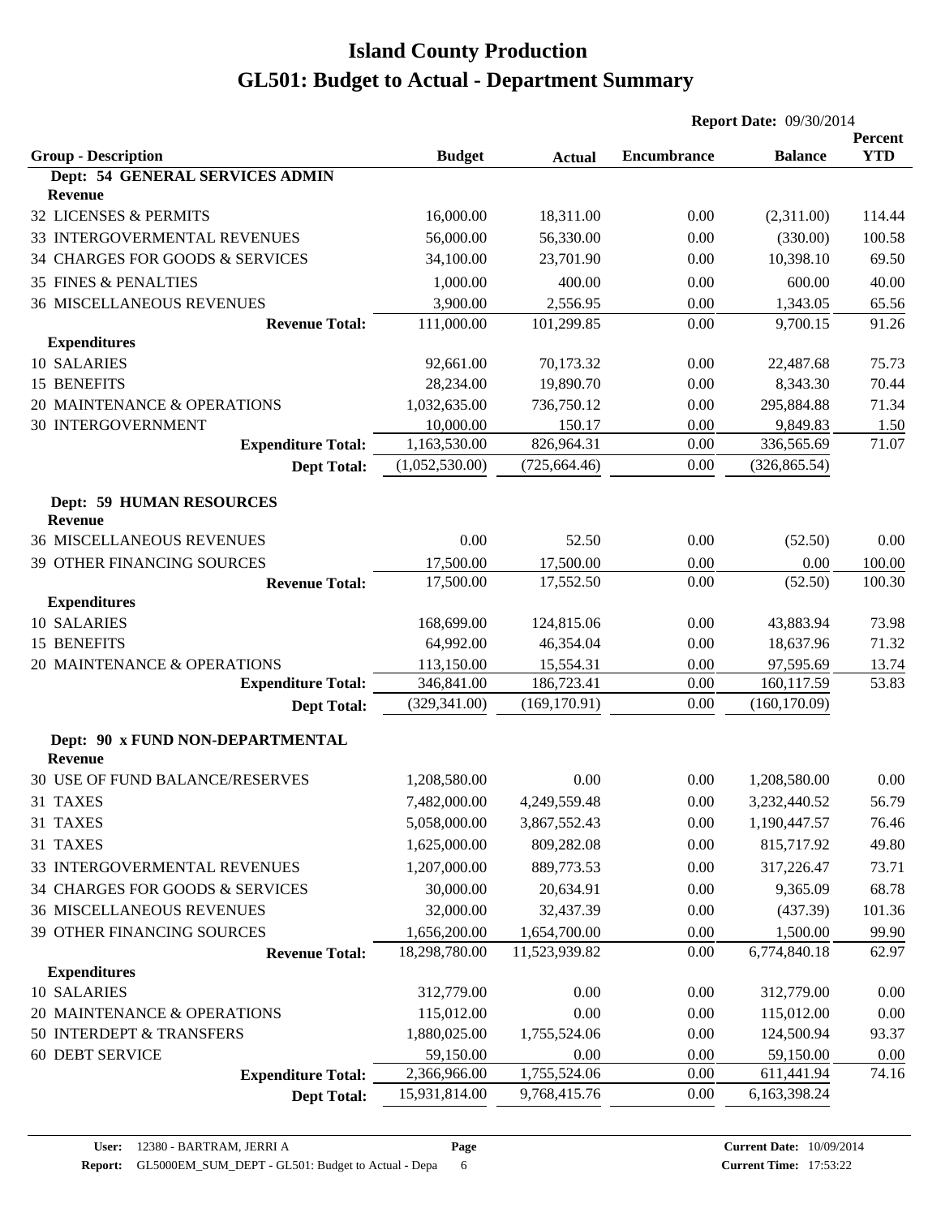# Island County Production
# GL501: Budget to Actual - Department Summary

**Report Date:** 09/30/2014

| Group - Description | Budget | Actual | Encumbrance | Balance | Percent YTD |
|---|---|---|---|---|---|
| **Dept: 54 GENERAL SERVICES ADMIN** | | | | | |
| **Revenue** | | | | | |
| 32 LICENSES & PERMITS | 16,000.00 | 18,311.00 | 0.00 | (2,311.00) | 114.44 |
| 33 INTERGOVERMENTAL REVENUES | 56,000.00 | 56,330.00 | 0.00 | (330.00) | 100.58 |
| 34 CHARGES FOR GOODS & SERVICES | 34,100.00 | 23,701.90 | 0.00 | 10,398.10 | 69.50 |
| 35 FINES & PENALTIES | 1,000.00 | 400.00 | 0.00 | 600.00 | 40.00 |
| 36 MISCELLANEOUS REVENUES | 3,900.00 | 2,556.95 | 0.00 | 1,343.05 | 65.56 |
| **Revenue Total:** | 111,000.00 | 101,299.85 | 0.00 | 9,700.15 | 91.26 |
| **Expenditures** | | | | | |
| 10 SALARIES | 92,661.00 | 70,173.32 | 0.00 | 22,487.68 | 75.73 |
| 15 BENEFITS | 28,234.00 | 19,890.70 | 0.00 | 8,343.30 | 70.44 |
| 20 MAINTENANCE & OPERATIONS | 1,032,635.00 | 736,750.12 | 0.00 | 295,884.88 | 71.34 |
| 30 INTERGOVERNMENT | 10,000.00 | 150.17 | 0.00 | 9,849.83 | 1.50 |
| **Expenditure Total:** | 1,163,530.00 | 826,964.31 | 0.00 | 336,565.69 | 71.07 |
| **Dept Total:** | (1,052,530.00) | (725,664.46) | 0.00 | (326,865.54) | |
| **Dept: 59 HUMAN RESOURCES** | | | | | |
| **Revenue** | | | | | |
| 36 MISCELLANEOUS REVENUES | 0.00 | 52.50 | 0.00 | (52.50) | 0.00 |
| 39 OTHER FINANCING SOURCES | 17,500.00 | 17,500.00 | 0.00 | 0.00 | 100.00 |
| **Revenue Total:** | 17,500.00 | 17,552.50 | 0.00 | (52.50) | 100.30 |
| **Expenditures** | | | | | |
| 10 SALARIES | 168,699.00 | 124,815.06 | 0.00 | 43,883.94 | 73.98 |
| 15 BENEFITS | 64,992.00 | 46,354.04 | 0.00 | 18,637.96 | 71.32 |
| 20 MAINTENANCE & OPERATIONS | 113,150.00 | 15,554.31 | 0.00 | 97,595.69 | 13.74 |
| **Expenditure Total:** | 346,841.00 | 186,723.41 | 0.00 | 160,117.59 | 53.83 |
| **Dept Total:** | (329,341.00) | (169,170.91) | 0.00 | (160,170.09) | |
| **Dept: 90 x FUND NON-DEPARTMENTAL** | | | | | |
| **Revenue** | | | | | |
| 30 USE OF FUND BALANCE/RESERVES | 1,208,580.00 | 0.00 | 0.00 | 1,208,580.00 | 0.00 |
| 31 TAXES | 7,482,000.00 | 4,249,559.48 | 0.00 | 3,232,440.52 | 56.79 |
| 31 TAXES | 5,058,000.00 | 3,867,552.43 | 0.00 | 1,190,447.57 | 76.46 |
| 31 TAXES | 1,625,000.00 | 809,282.08 | 0.00 | 815,717.92 | 49.80 |
| 33 INTERGOVERMENTAL REVENUES | 1,207,000.00 | 889,773.53 | 0.00 | 317,226.47 | 73.71 |
| 34 CHARGES FOR GOODS & SERVICES | 30,000.00 | 20,634.91 | 0.00 | 9,365.09 | 68.78 |
| 36 MISCELLANEOUS REVENUES | 32,000.00 | 32,437.39 | 0.00 | (437.39) | 101.36 |
| 39 OTHER FINANCING SOURCES | 1,656,200.00 | 1,654,700.00 | 0.00 | 1,500.00 | 99.90 |
| **Revenue Total:** | 18,298,780.00 | 11,523,939.82 | 0.00 | 6,774,840.18 | 62.97 |
| **Expenditures** | | | | | |
| 10 SALARIES | 312,779.00 | 0.00 | 0.00 | 312,779.00 | 0.00 |
| 20 MAINTENANCE & OPERATIONS | 115,012.00 | 0.00 | 0.00 | 115,012.00 | 0.00 |
| 50 INTERDEPT & TRANSFERS | 1,880,025.00 | 1,755,524.06 | 0.00 | 124,500.94 | 93.37 |
| 60 DEBT SERVICE | 59,150.00 | 0.00 | 0.00 | 59,150.00 | 0.00 |
| **Expenditure Total:** | 2,366,966.00 | 1,755,524.06 | 0.00 | 611,441.94 | 74.16 |
| **Dept Total:** | 15,931,814.00 | 9,768,415.76 | 0.00 | 6,163,398.24 | |

**User:** 12380 - BARTRAM, JERRI A
**Report:** GL5000EM_SUM_DEPT - GL501: Budget to Actual - Depa
**Current Date:** 10/09/2014
**Current Time:** 17:53:22